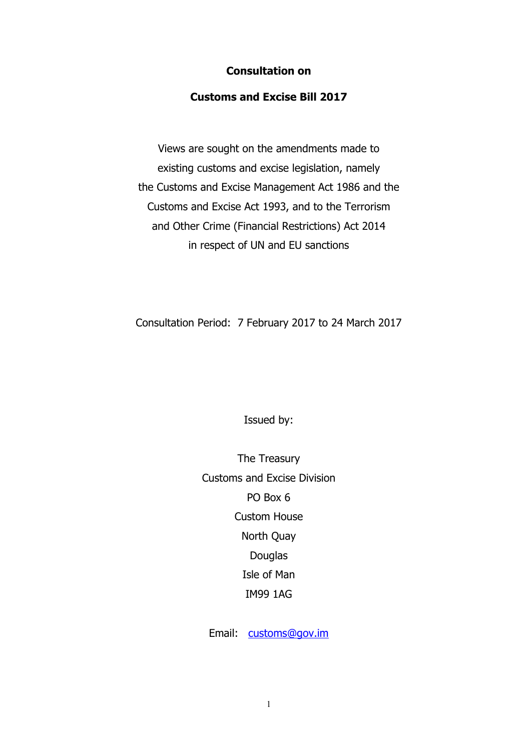# Consultation on

# Customs and Excise Bill 2017

Views are sought on the amendments made to existing customs and excise legislation, namely the Customs and Excise Management Act 1986 and the Customs and Excise Act 1993, and to the Terrorism and Other Crime (Financial Restrictions) Act 2014 in respect of UN and EU sanctions

Consultation Period: 7 February 2017 to 24 March 2017

Issued by:

The Treasury
Customs and Excise Division
PO Box 6
Custom House
North Quay
Douglas
Isle of Man
IM99 1AG

Email: customs@gov.im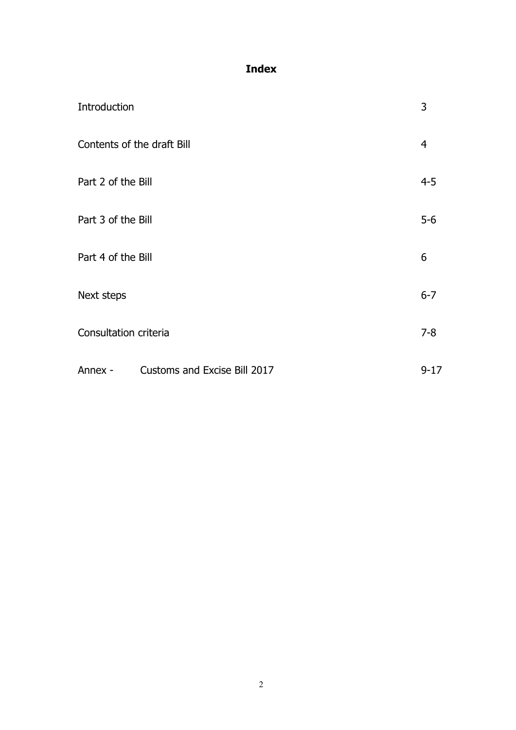# **Index**

| | |
|---|---|
| Introduction | 3 |
| Contents of the draft Bill | 4 |
| Part 2 of the Bill | 4-5 |
| Part 3 of the Bill | 5-6 |
| Part 4 of the Bill | 6 |
| Next steps | 6-7 |
| Consultation criteria | 7-8 |
| Annex - Customs and Excise Bill 2017 | 9-17 |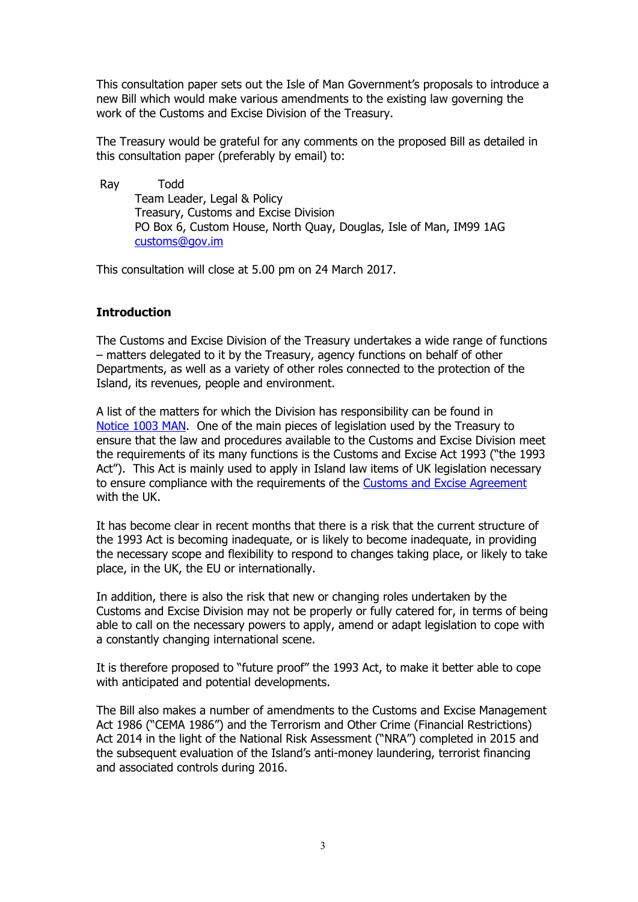This consultation paper sets out the Isle of Man Government's proposals to introduce a new Bill which would make various amendments to the existing law governing the work of the Customs and Excise Division of the Treasury.

The Treasury would be grateful for any comments on the proposed Bill as detailed in this consultation paper (preferably by email) to:

Ray Todd
Team Leader, Legal & Policy
Treasury, Customs and Excise Division
PO Box 6, Custom House, North Quay, Douglas, Isle of Man, IM99 1AG
customs@gov.im

This consultation will close at 5.00 pm on 24 March 2017.

**Introduction**

The Customs and Excise Division of the Treasury undertakes a wide range of functions – matters delegated to it by the Treasury, agency functions on behalf of other Departments, as well as a variety of other roles connected to the protection of the Island, its revenues, people and environment.

A list of the matters for which the Division has responsibility can be found in Notice 1003 MAN. One of the main pieces of legislation used by the Treasury to ensure that the law and procedures available to the Customs and Excise Division meet the requirements of its many functions is the Customs and Excise Act 1993 ("the 1993 Act"). This Act is mainly used to apply in Island law items of UK legislation necessary to ensure compliance with the requirements of the Customs and Excise Agreement with the UK.

It has become clear in recent months that there is a risk that the current structure of the 1993 Act is becoming inadequate, or is likely to become inadequate, in providing the necessary scope and flexibility to respond to changes taking place, or likely to take place, in the UK, the EU or internationally.

In addition, there is also the risk that new or changing roles undertaken by the Customs and Excise Division may not be properly or fully catered for, in terms of being able to call on the necessary powers to apply, amend or adapt legislation to cope with a constantly changing international scene.

It is therefore proposed to "future proof" the 1993 Act, to make it better able to cope with anticipated and potential developments.

The Bill also makes a number of amendments to the Customs and Excise Management Act 1986 ("CEMA 1986") and the Terrorism and Other Crime (Financial Restrictions) Act 2014 in the light of the National Risk Assessment ("NRA") completed in 2015 and the subsequent evaluation of the Island's anti-money laundering, terrorist financing and associated controls during 2016.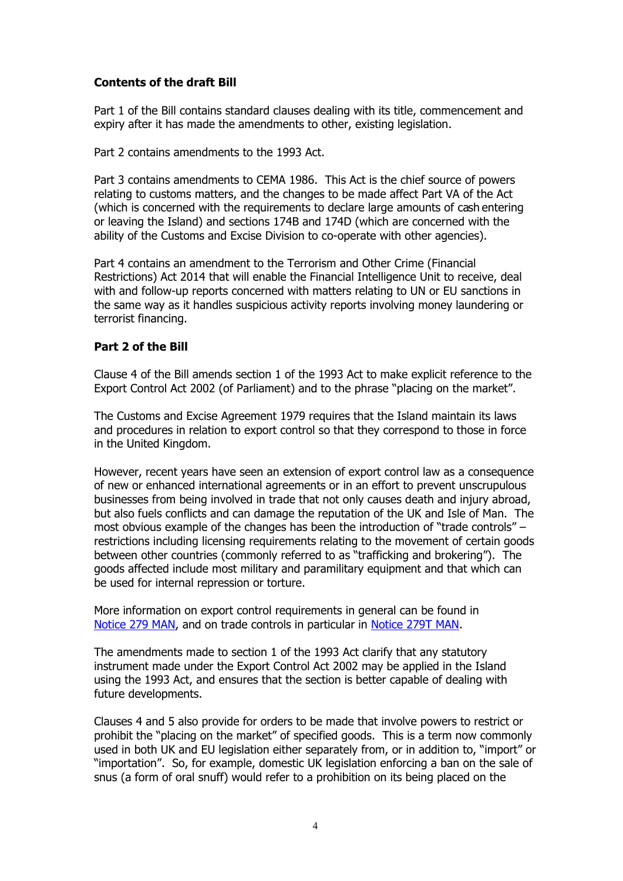**Contents of the draft Bill**

Part 1 of the Bill contains standard clauses dealing with its title, commencement and expiry after it has made the amendments to other, existing legislation.

Part 2 contains amendments to the 1993 Act.

Part 3 contains amendments to CEMA 1986. This Act is the chief source of powers relating to customs matters, and the changes to be made affect Part VA of the Act (which is concerned with the requirements to declare large amounts of cash entering or leaving the Island) and sections 174B and 174D (which are concerned with the ability of the Customs and Excise Division to co-operate with other agencies).

Part 4 contains an amendment to the Terrorism and Other Crime (Financial Restrictions) Act 2014 that will enable the Financial Intelligence Unit to receive, deal with and follow-up reports concerned with matters relating to UN or EU sanctions in the same way as it handles suspicious activity reports involving money laundering or terrorist financing.

**Part 2 of the Bill**

Clause 4 of the Bill amends section 1 of the 1993 Act to make explicit reference to the Export Control Act 2002 (of Parliament) and to the phrase "placing on the market".

The Customs and Excise Agreement 1979 requires that the Island maintain its laws and procedures in relation to export control so that they correspond to those in force in the United Kingdom.

However, recent years have seen an extension of export control law as a consequence of new or enhanced international agreements or in an effort to prevent unscrupulous businesses from being involved in trade that not only causes death and injury abroad, but also fuels conflicts and can damage the reputation of the UK and Isle of Man. The most obvious example of the changes has been the introduction of "trade controls" – restrictions including licensing requirements relating to the movement of certain goods between other countries (commonly referred to as "trafficking and brokering"). The goods affected include most military and paramilitary equipment and that which can be used for internal repression or torture.

More information on export control requirements in general can be found in Notice 279 MAN, and on trade controls in particular in Notice 279T MAN.

The amendments made to section 1 of the 1993 Act clarify that any statutory instrument made under the Export Control Act 2002 may be applied in the Island using the 1993 Act, and ensures that the section is better capable of dealing with future developments.

Clauses 4 and 5 also provide for orders to be made that involve powers to restrict or prohibit the "placing on the market" of specified goods. This is a term now commonly used in both UK and EU legislation either separately from, or in addition to, "import" or "importation". So, for example, domestic UK legislation enforcing a ban on the sale of snus (a form of oral snuff) would refer to a prohibition on its being placed on the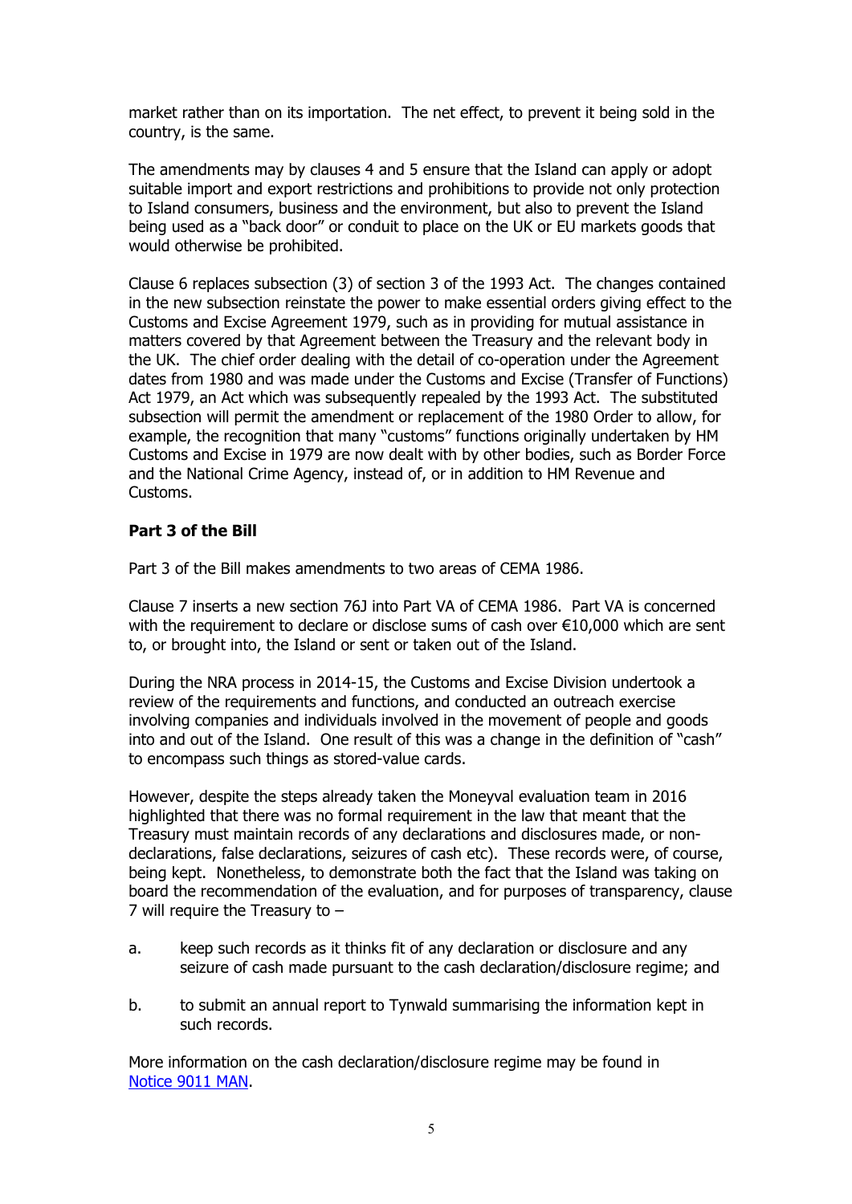market rather than on its importation. The net effect, to prevent it being sold in the country, is the same.

The amendments may by clauses 4 and 5 ensure that the Island can apply or adopt suitable import and export restrictions and prohibitions to provide not only protection to Island consumers, business and the environment, but also to prevent the Island being used as a "back door" or conduit to place on the UK or EU markets goods that would otherwise be prohibited.

Clause 6 replaces subsection (3) of section 3 of the 1993 Act. The changes contained in the new subsection reinstate the power to make essential orders giving effect to the Customs and Excise Agreement 1979, such as in providing for mutual assistance in matters covered by that Agreement between the Treasury and the relevant body in the UK. The chief order dealing with the detail of co-operation under the Agreement dates from 1980 and was made under the Customs and Excise (Transfer of Functions) Act 1979, an Act which was subsequently repealed by the 1993 Act. The substituted subsection will permit the amendment or replacement of the 1980 Order to allow, for example, the recognition that many "customs" functions originally undertaken by HM Customs and Excise in 1979 are now dealt with by other bodies, such as Border Force and the National Crime Agency, instead of, or in addition to HM Revenue and Customs.

**Part 3 of the Bill**

Part 3 of the Bill makes amendments to two areas of CEMA 1986.

Clause 7 inserts a new section 76J into Part VA of CEMA 1986. Part VA is concerned with the requirement to declare or disclose sums of cash over €10,000 which are sent to, or brought into, the Island or sent or taken out of the Island.

During the NRA process in 2014-15, the Customs and Excise Division undertook a review of the requirements and functions, and conducted an outreach exercise involving companies and individuals involved in the movement of people and goods into and out of the Island. One result of this was a change in the definition of "cash" to encompass such things as stored-value cards.

However, despite the steps already taken the Moneyval evaluation team in 2016 highlighted that there was no formal requirement in the law that meant that the Treasury must maintain records of any declarations and disclosures made, or non-declarations, false declarations, seizures of cash etc). These records were, of course, being kept. Nonetheless, to demonstrate both the fact that the Island was taking on board the recommendation of the evaluation, and for purposes of transparency, clause 7 will require the Treasury to –

a. keep such records as it thinks fit of any declaration or disclosure and any seizure of cash made pursuant to the cash declaration/disclosure regime; and

b. to submit an annual report to Tynwald summarising the information kept in such records.

More information on the cash declaration/disclosure regime may be found in Notice 9011 MAN.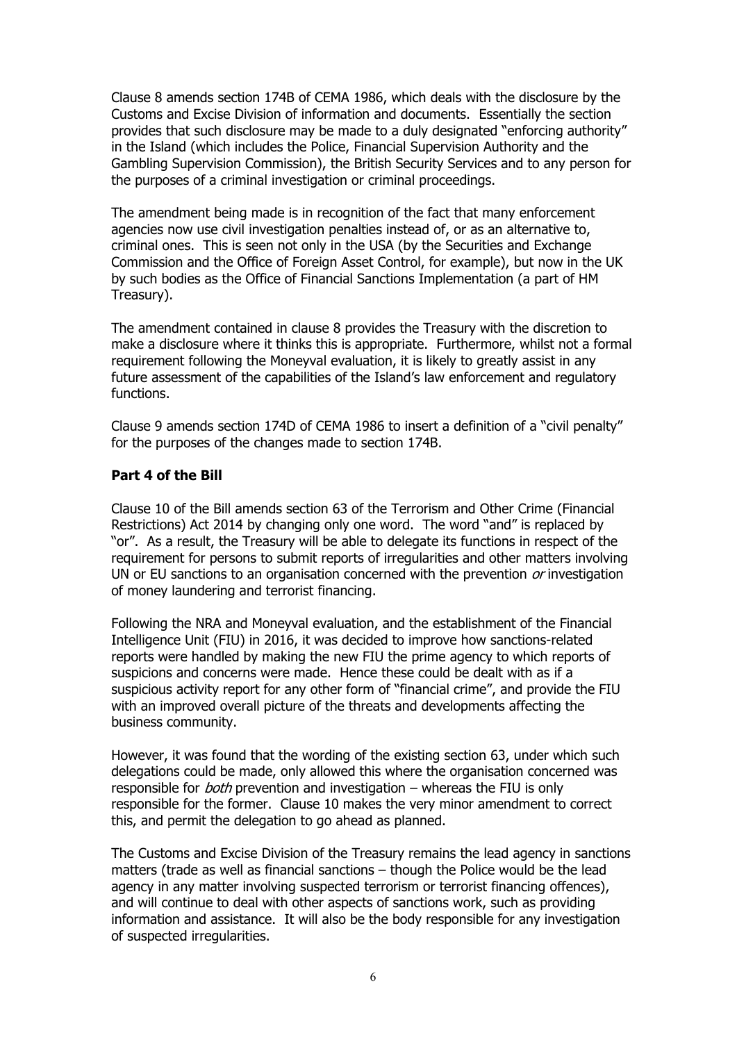Clause 8 amends section 174B of CEMA 1986, which deals with the disclosure by the Customs and Excise Division of information and documents. Essentially the section provides that such disclosure may be made to a duly designated "enforcing authority" in the Island (which includes the Police, Financial Supervision Authority and the Gambling Supervision Commission), the British Security Services and to any person for the purposes of a criminal investigation or criminal proceedings.

The amendment being made is in recognition of the fact that many enforcement agencies now use civil investigation penalties instead of, or as an alternative to, criminal ones. This is seen not only in the USA (by the Securities and Exchange Commission and the Office of Foreign Asset Control, for example), but now in the UK by such bodies as the Office of Financial Sanctions Implementation (a part of HM Treasury).

The amendment contained in clause 8 provides the Treasury with the discretion to make a disclosure where it thinks this is appropriate. Furthermore, whilst not a formal requirement following the Moneyval evaluation, it is likely to greatly assist in any future assessment of the capabilities of the Island's law enforcement and regulatory functions.

Clause 9 amends section 174D of CEMA 1986 to insert a definition of a "civil penalty" for the purposes of the changes made to section 174B.

**Part 4 of the Bill**

Clause 10 of the Bill amends section 63 of the Terrorism and Other Crime (Financial Restrictions) Act 2014 by changing only one word. The word "and" is replaced by "or". As a result, the Treasury will be able to delegate its functions in respect of the requirement for persons to submit reports of irregularities and other matters involving UN or EU sanctions to an organisation concerned with the prevention *or* investigation of money laundering and terrorist financing.

Following the NRA and Moneyval evaluation, and the establishment of the Financial Intelligence Unit (FIU) in 2016, it was decided to improve how sanctions-related reports were handled by making the new FIU the prime agency to which reports of suspicions and concerns were made. Hence these could be dealt with as if a suspicious activity report for any other form of "financial crime", and provide the FIU with an improved overall picture of the threats and developments affecting the business community.

However, it was found that the wording of the existing section 63, under which such delegations could be made, only allowed this where the organisation concerned was responsible for *both* prevention and investigation – whereas the FIU is only responsible for the former. Clause 10 makes the very minor amendment to correct this, and permit the delegation to go ahead as planned.

The Customs and Excise Division of the Treasury remains the lead agency in sanctions matters (trade as well as financial sanctions – though the Police would be the lead agency in any matter involving suspected terrorism or terrorist financing offences), and will continue to deal with other aspects of sanctions work, such as providing information and assistance. It will also be the body responsible for any investigation of suspected irregularities.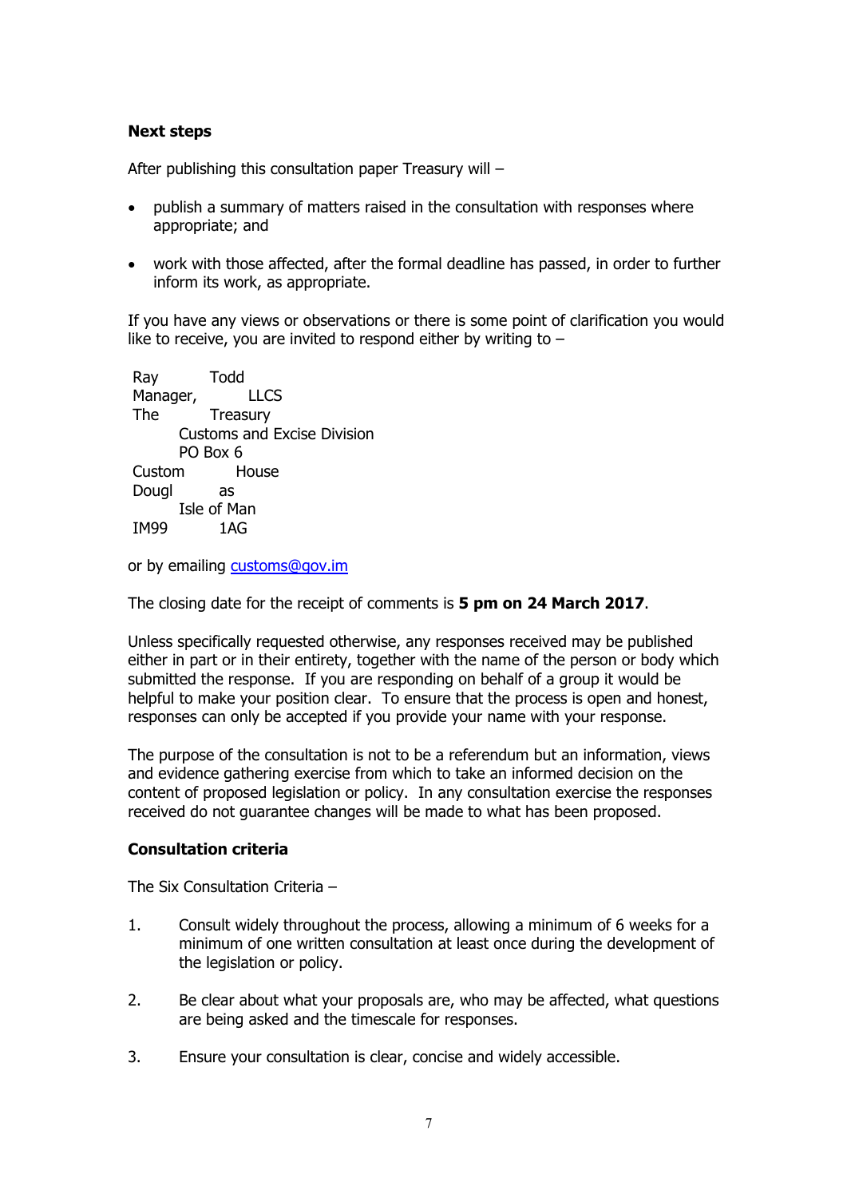**Next steps**

After publishing this consultation paper Treasury will –

- publish a summary of matters raised in the consultation with responses where appropriate; and
- work with those affected, after the formal deadline has passed, in order to further inform its work, as appropriate.

If you have any views or observations or there is some point of clarification you would like to receive, you are invited to respond either by writing to –

Ray Todd
Manager, LLCS
The Treasury
Customs and Excise Division
PO Box 6
Custom House
Douglas
Isle of Man
IM99 1AG

or by emailing customs@gov.im

The closing date for the receipt of comments is **5 pm on 24 March 2017**.

Unless specifically requested otherwise, any responses received may be published either in part or in their entirety, together with the name of the person or body which submitted the response. If you are responding on behalf of a group it would be helpful to make your position clear. To ensure that the process is open and honest, responses can only be accepted if you provide your name with your response.

The purpose of the consultation is not to be a referendum but an information, views and evidence gathering exercise from which to take an informed decision on the content of proposed legislation or policy. In any consultation exercise the responses received do not guarantee changes will be made to what has been proposed.

**Consultation criteria**

The Six Consultation Criteria –

1. Consult widely throughout the process, allowing a minimum of 6 weeks for a minimum of one written consultation at least once during the development of the legislation or policy.
2. Be clear about what your proposals are, who may be affected, what questions are being asked and the timescale for responses.
3. Ensure your consultation is clear, concise and widely accessible.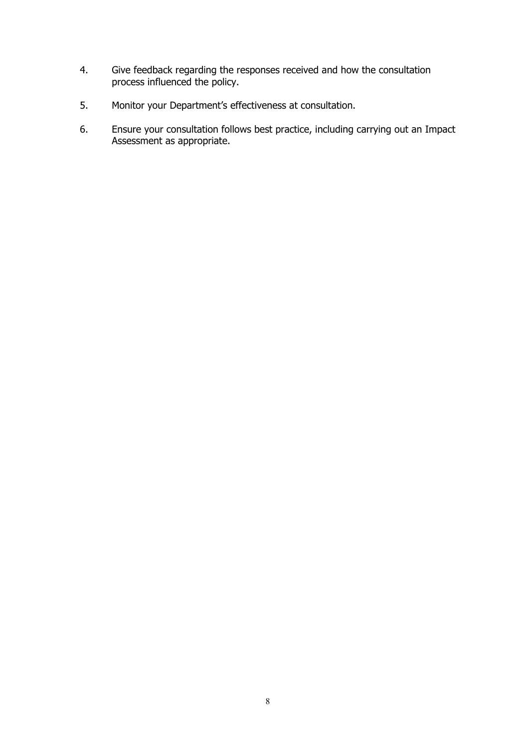4. Give feedback regarding the responses received and how the consultation process influenced the policy.

5. Monitor your Department's effectiveness at consultation.

6. Ensure your consultation follows best practice, including carrying out an Impact Assessment as appropriate.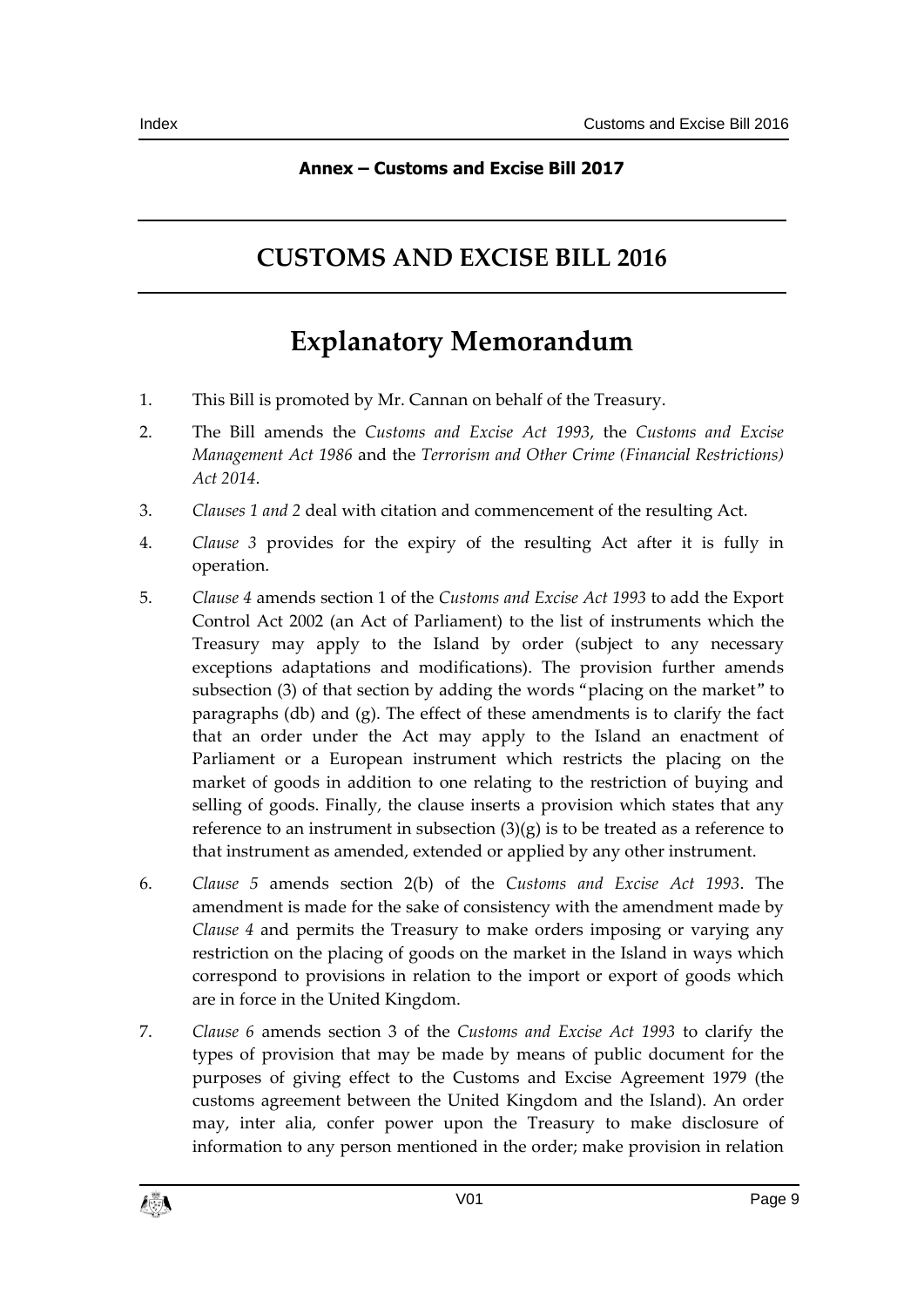**Annex – Customs and Excise Bill 2017**

# CUSTOMS AND EXCISE BILL 2016

# Explanatory Memorandum

1. This Bill is promoted by Mr. Cannan on behalf of the Treasury.
2. The Bill amends the *Customs and Excise Act 1993*, the *Customs and Excise Management Act 1986* and the *Terrorism and Other Crime (Financial Restrictions) Act 2014*.
3. *Clauses 1 and 2* deal with citation and commencement of the resulting Act.
4. *Clause 3* provides for the expiry of the resulting Act after it is fully in operation.
5. *Clause 4* amends section 1 of the *Customs and Excise Act 1993* to add the Export Control Act 2002 (an Act of Parliament) to the list of instruments which the Treasury may apply to the Island by order (subject to any necessary exceptions adaptations and modifications). The provision further amends subsection (3) of that section by adding the words "placing on the market" to paragraphs (db) and (g). The effect of these amendments is to clarify the fact that an order under the Act may apply to the Island an enactment of Parliament or a European instrument which restricts the placing on the market of goods in addition to one relating to the restriction of buying and selling of goods. Finally, the clause inserts a provision which states that any reference to an instrument in subsection (3)(g) is to be treated as a reference to that instrument as amended, extended or applied by any other instrument.
6. *Clause 5* amends section 2(b) of the *Customs and Excise Act 1993*. The amendment is made for the sake of consistency with the amendment made by *Clause 4* and permits the Treasury to make orders imposing or varying any restriction on the placing of goods on the market in the Island in ways which correspond to provisions in relation to the import or export of goods which are in force in the United Kingdom.
7. *Clause 6* amends section 3 of the *Customs and Excise Act 1993* to clarify the types of provision that may be made by means of public document for the purposes of giving effect to the Customs and Excise Agreement 1979 (the customs agreement between the United Kingdom and the Island). An order may, inter alia, confer power upon the Treasury to make disclosure of information to any person mentioned in the order; make provision in relation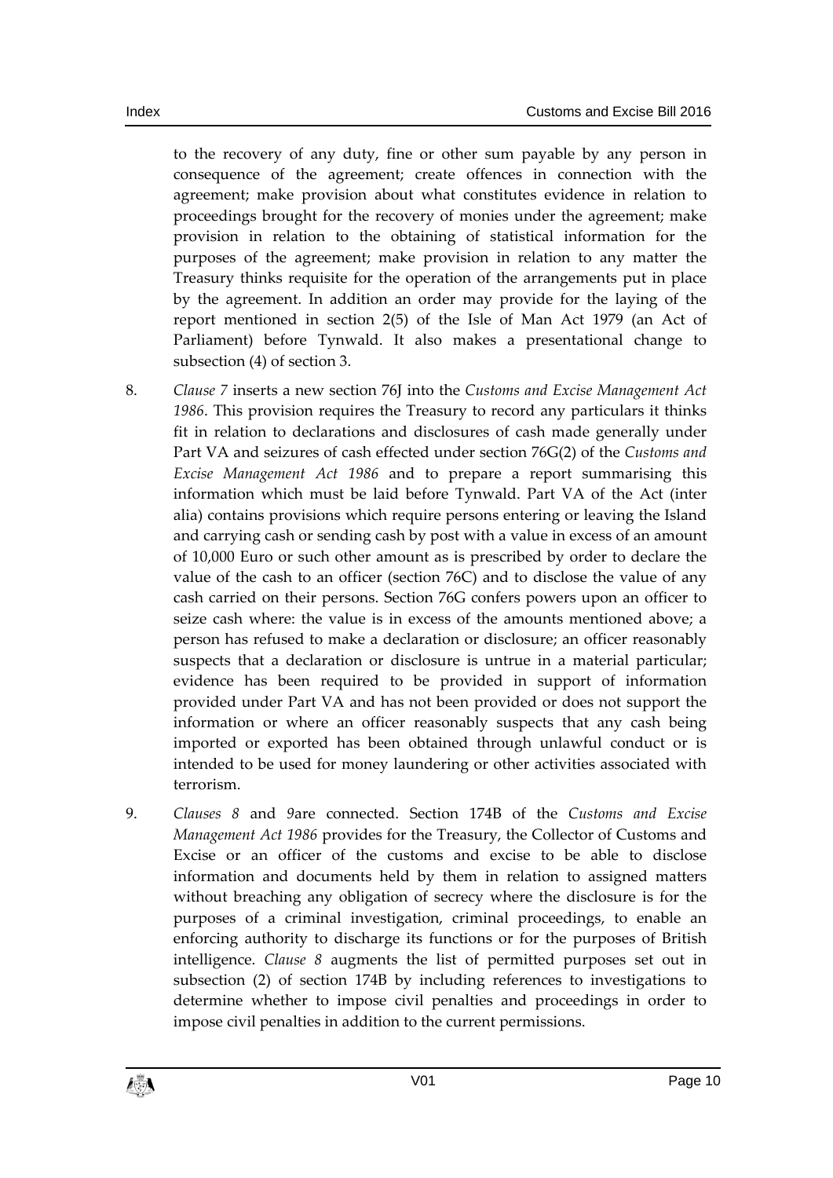to the recovery of any duty, fine or other sum payable by any person in consequence of the agreement; create offences in connection with the agreement; make provision about what constitutes evidence in relation to proceedings brought for the recovery of monies under the agreement; make provision in relation to the obtaining of statistical information for the purposes of the agreement; make provision in relation to any matter the Treasury thinks requisite for the operation of the arrangements put in place by the agreement. In addition an order may provide for the laying of the report mentioned in section 2(5) of the Isle of Man Act 1979 (an Act of Parliament) before Tynwald. It also makes a presentational change to subsection (4) of section 3.

8. *Clause 7* inserts a new section 76J into the *Customs and Excise Management Act 1986*. This provision requires the Treasury to record any particulars it thinks fit in relation to declarations and disclosures of cash made generally under Part VA and seizures of cash effected under section 76G(2) of the *Customs and Excise Management Act 1986* and to prepare a report summarising this information which must be laid before Tynwald. Part VA of the Act (inter alia) contains provisions which require persons entering or leaving the Island and carrying cash or sending cash by post with a value in excess of an amount of 10,000 Euro or such other amount as is prescribed by order to declare the value of the cash to an officer (section 76C) and to disclose the value of any cash carried on their persons. Section 76G confers powers upon an officer to seize cash where: the value is in excess of the amounts mentioned above; a person has refused to make a declaration or disclosure; an officer reasonably suspects that a declaration or disclosure is untrue in a material particular; evidence has been required to be provided in support of information provided under Part VA and has not been provided or does not support the information or where an officer reasonably suspects that any cash being imported or exported has been obtained through unlawful conduct or is intended to be used for money laundering or other activities associated with terrorism.

9. *Clauses 8* and *9*are connected. Section 174B of the *Customs and Excise Management Act 1986* provides for the Treasury, the Collector of Customs and Excise or an officer of the customs and excise to be able to disclose information and documents held by them in relation to assigned matters without breaching any obligation of secrecy where the disclosure is for the purposes of a criminal investigation, criminal proceedings, to enable an enforcing authority to discharge its functions or for the purposes of British intelligence. *Clause 8* augments the list of permitted purposes set out in subsection (2) of section 174B by including references to investigations to determine whether to impose civil penalties and proceedings in order to impose civil penalties in addition to the current permissions.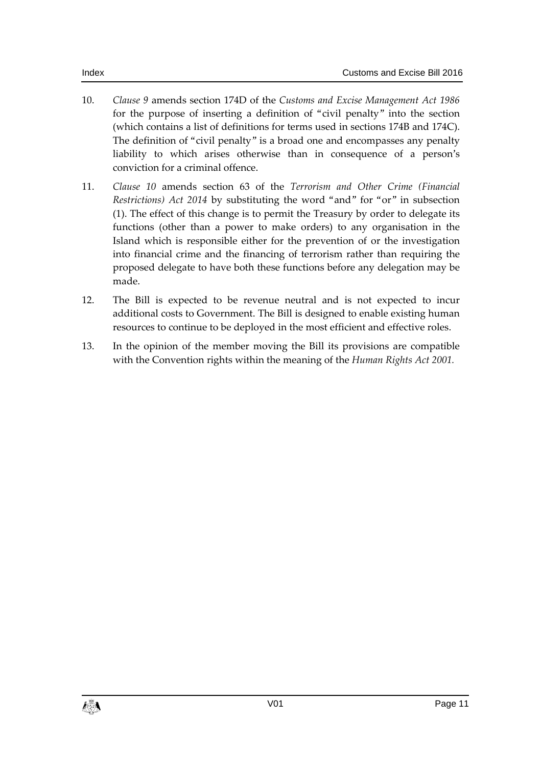10. *Clause 9* amends section 174D of the *Customs and Excise Management Act 1986* for the purpose of inserting a definition of "civil penalty" into the section (which contains a list of definitions for terms used in sections 174B and 174C). The definition of "civil penalty" is a broad one and encompasses any penalty liability to which arises otherwise than in consequence of a person's conviction for a criminal offence.

11. *Clause 10* amends section 63 of the *Terrorism and Other Crime (Financial Restrictions) Act 2014* by substituting the word "and" for "or" in subsection (1). The effect of this change is to permit the Treasury by order to delegate its functions (other than a power to make orders) to any organisation in the Island which is responsible either for the prevention of or the investigation into financial crime and the financing of terrorism rather than requiring the proposed delegate to have both these functions before any delegation may be made.

12. The Bill is expected to be revenue neutral and is not expected to incur additional costs to Government. The Bill is designed to enable existing human resources to continue to be deployed in the most efficient and effective roles.

13. In the opinion of the member moving the Bill its provisions are compatible with the Convention rights within the meaning of the *Human Rights Act 2001*.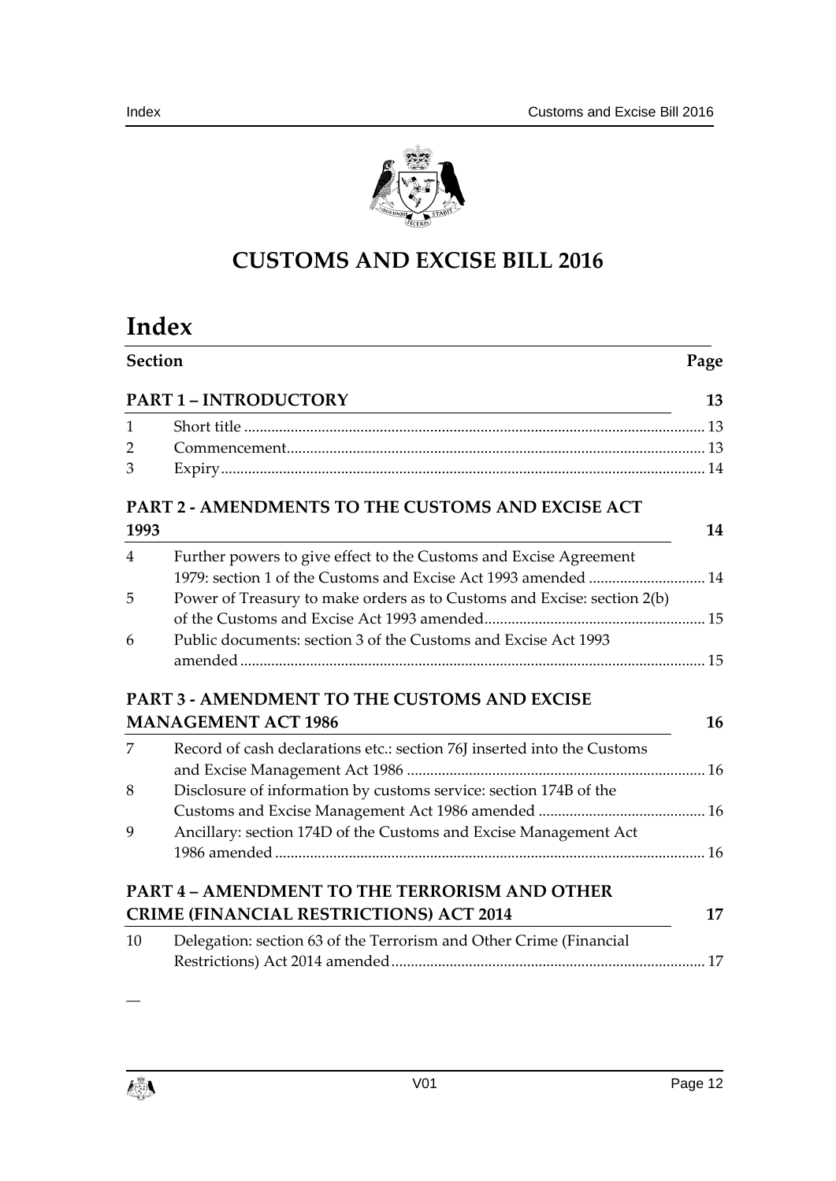# CUSTOMS AND EXCISE BILL 2016

# Index

| Section | | Page |
|---|---|---|
| **PART 1 – INTRODUCTORY** | | **13** |
| 1 | Short title | 13 |
| 2 | Commencement | 13 |
| 3 | Expiry | 14 |
| **PART 2 - AMENDMENTS TO THE CUSTOMS AND EXCISE ACT 1993** | | **14** |
| 4 | Further powers to give effect to the Customs and Excise Agreement 1979: section 1 of the Customs and Excise Act 1993 amended | 14 |
| 5 | Power of Treasury to make orders as to Customs and Excise: section 2(b) of the Customs and Excise Act 1993 amended | 15 |
| 6 | Public documents: section 3 of the Customs and Excise Act 1993 amended | 15 |
| **PART 3 - AMENDMENT TO THE CUSTOMS AND EXCISE MANAGEMENT ACT 1986** | | **16** |
| 7 | Record of cash declarations etc.: section 76J inserted into the Customs and Excise Management Act 1986 | 16 |
| 8 | Disclosure of information by customs service: section 174B of the Customs and Excise Management Act 1986 amended | 16 |
| 9 | Ancillary: section 174D of the Customs and Excise Management Act 1986 amended | 16 |
| **PART 4 – AMENDMENT TO THE TERRORISM AND OTHER CRIME (FINANCIAL RESTRICTIONS) ACT 2014** | | **17** |
| 10 | Delegation: section 63 of the Terrorism and Other Crime (Financial Restrictions) Act 2014 amended | 17 |

—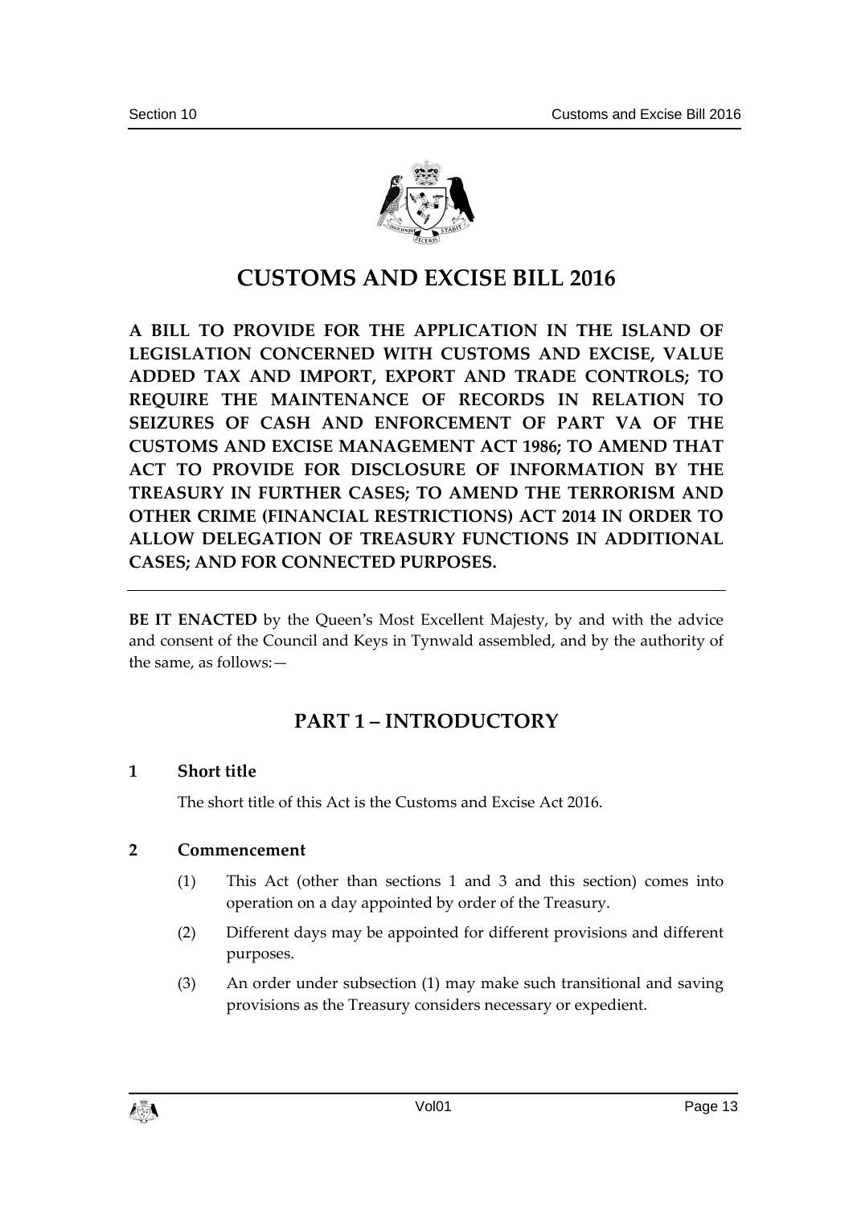# CUSTOMS AND EXCISE BILL 2016

**A BILL TO PROVIDE FOR THE APPLICATION IN THE ISLAND OF LEGISLATION CONCERNED WITH CUSTOMS AND EXCISE, VALUE ADDED TAX AND IMPORT, EXPORT AND TRADE CONTROLS; TO REQUIRE THE MAINTENANCE OF RECORDS IN RELATION TO SEIZURES OF CASH AND ENFORCEMENT OF PART VA OF THE CUSTOMS AND EXCISE MANAGEMENT ACT 1986; TO AMEND THAT ACT TO PROVIDE FOR DISCLOSURE OF INFORMATION BY THE TREASURY IN FURTHER CASES; TO AMEND THE TERRORISM AND OTHER CRIME (FINANCIAL RESTRICTIONS) ACT 2014 IN ORDER TO ALLOW DELEGATION OF TREASURY FUNCTIONS IN ADDITIONAL CASES; AND FOR CONNECTED PURPOSES.**

---

**BE IT ENACTED** by the Queen's Most Excellent Majesty, by and with the advice and consent of the Council and Keys in Tynwald assembled, and by the authority of the same, as follows:—

## PART 1 – INTRODUCTORY

### 1 Short title

The short title of this Act is the Customs and Excise Act 2016.

### 2 Commencement

(1) This Act (other than sections 1 and 3 and this section) comes into operation on a day appointed by order of the Treasury.

(2) Different days may be appointed for different provisions and different purposes.

(3) An order under subsection (1) may make such transitional and saving provisions as the Treasury considers necessary or expedient.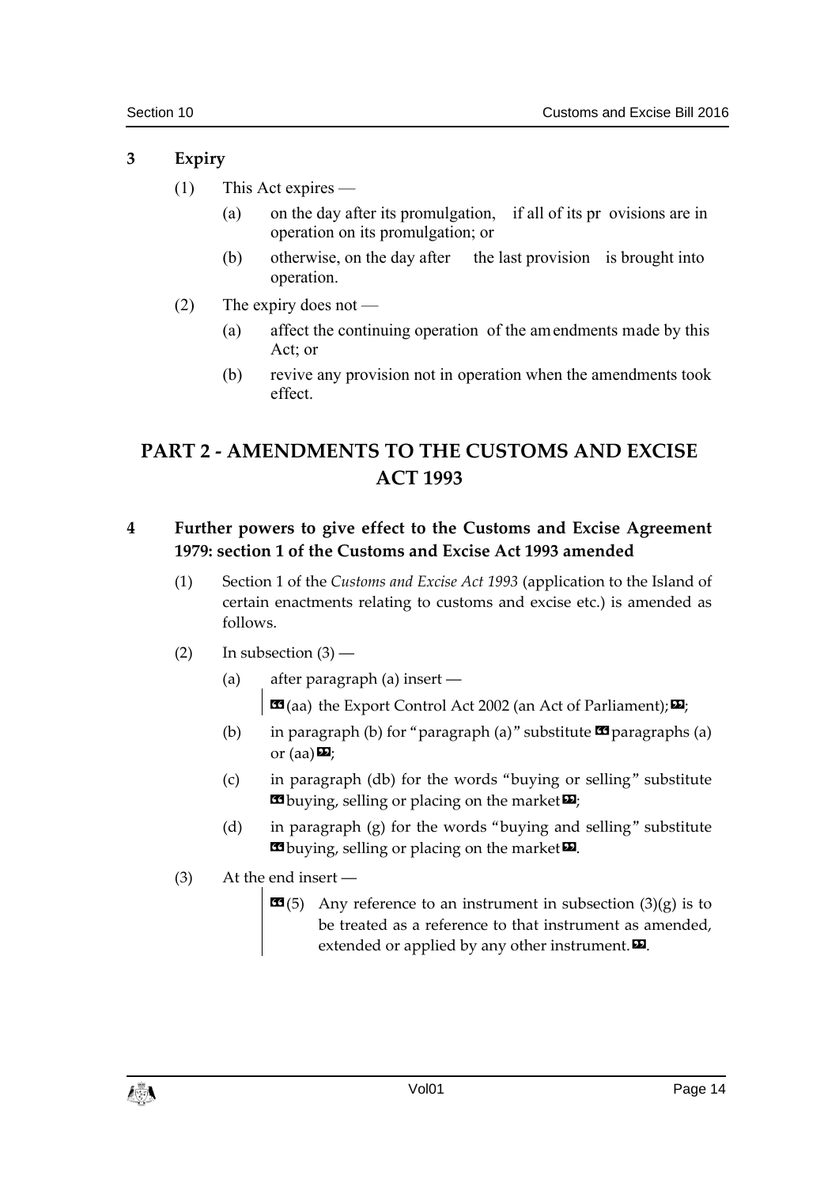## 3 Expiry

(1) This Act expires —

(a) on the day after its promulgation, if all of its provisions are in operation on its promulgation; or

(b) otherwise, on the day after the last provision is brought into operation.

(2) The expiry does not —

(a) affect the continuing operation of the amendments made by this Act; or

(b) revive any provision not in operation when the amendments took effect.

# PART 2 - AMENDMENTS TO THE CUSTOMS AND EXCISE ACT 1993

## 4 Further powers to give effect to the Customs and Excise Agreement 1979: section 1 of the Customs and Excise Act 1993 amended

(1) Section 1 of the *Customs and Excise Act 1993* (application to the Island of certain enactments relating to customs and excise etc.) is amended as follows.

(2) In subsection (3) —

(a) after paragraph (a) insert —

> «(aa) the Export Control Act 2002 (an Act of Parliament);»;

(b) in paragraph (b) for "paragraph (a)" substitute «paragraphs (a) or (aa)»;

(c) in paragraph (db) for the words "buying or selling" substitute «buying, selling or placing on the market»;

(d) in paragraph (g) for the words "buying and selling" substitute «buying, selling or placing on the market».

(3) At the end insert —

> «(5) Any reference to an instrument in subsection (3)(g) is to be treated as a reference to that instrument as amended, extended or applied by any other instrument.».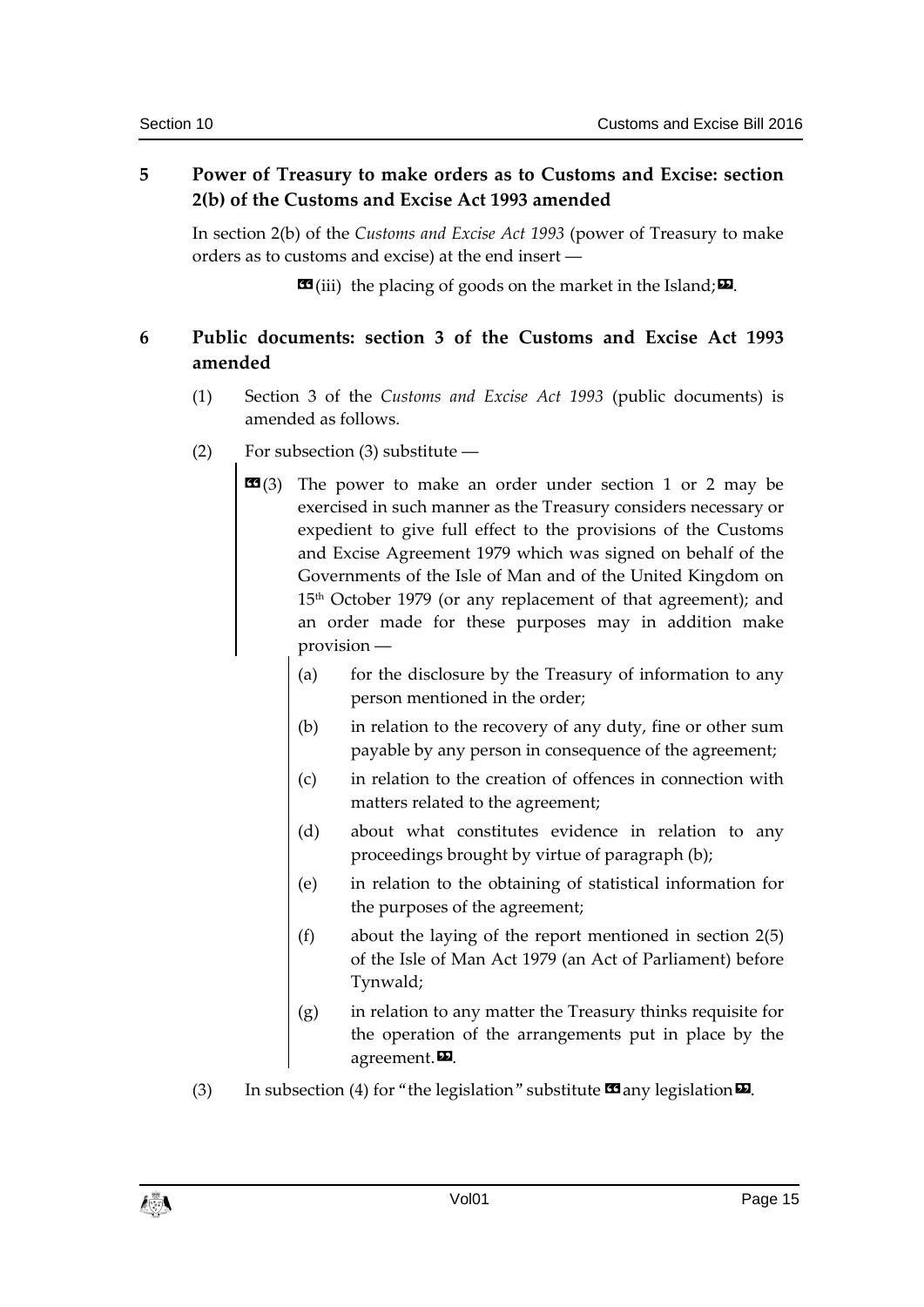## 5 Power of Treasury to make orders as to Customs and Excise: section 2(b) of the Customs and Excise Act 1993 amended

In section 2(b) of the *Customs and Excise Act 1993* (power of Treasury to make orders as to customs and excise) at the end insert —

«(iii) the placing of goods on the market in the Island;».

## 6 Public documents: section 3 of the Customs and Excise Act 1993 amended

(1) Section 3 of the *Customs and Excise Act 1993* (public documents) is amended as follows.

(2) For subsection (3) substitute —

«(3) The power to make an order under section 1 or 2 may be exercised in such manner as the Treasury considers necessary or expedient to give full effect to the provisions of the Customs and Excise Agreement 1979 which was signed on behalf of the Governments of the Isle of Man and of the United Kingdom on 15th October 1979 (or any replacement of that agreement); and an order made for these purposes may in addition make provision —

(a) for the disclosure by the Treasury of information to any person mentioned in the order;

(b) in relation to the recovery of any duty, fine or other sum payable by any person in consequence of the agreement;

(c) in relation to the creation of offences in connection with matters related to the agreement;

(d) about what constitutes evidence in relation to any proceedings brought by virtue of paragraph (b);

(e) in relation to the obtaining of statistical information for the purposes of the agreement;

(f) about the laying of the report mentioned in section 2(5) of the Isle of Man Act 1979 (an Act of Parliament) before Tynwald;

(g) in relation to any matter the Treasury thinks requisite for the operation of the arrangements put in place by the agreement.».

(3) In subsection (4) for "the legislation" substitute «any legislation».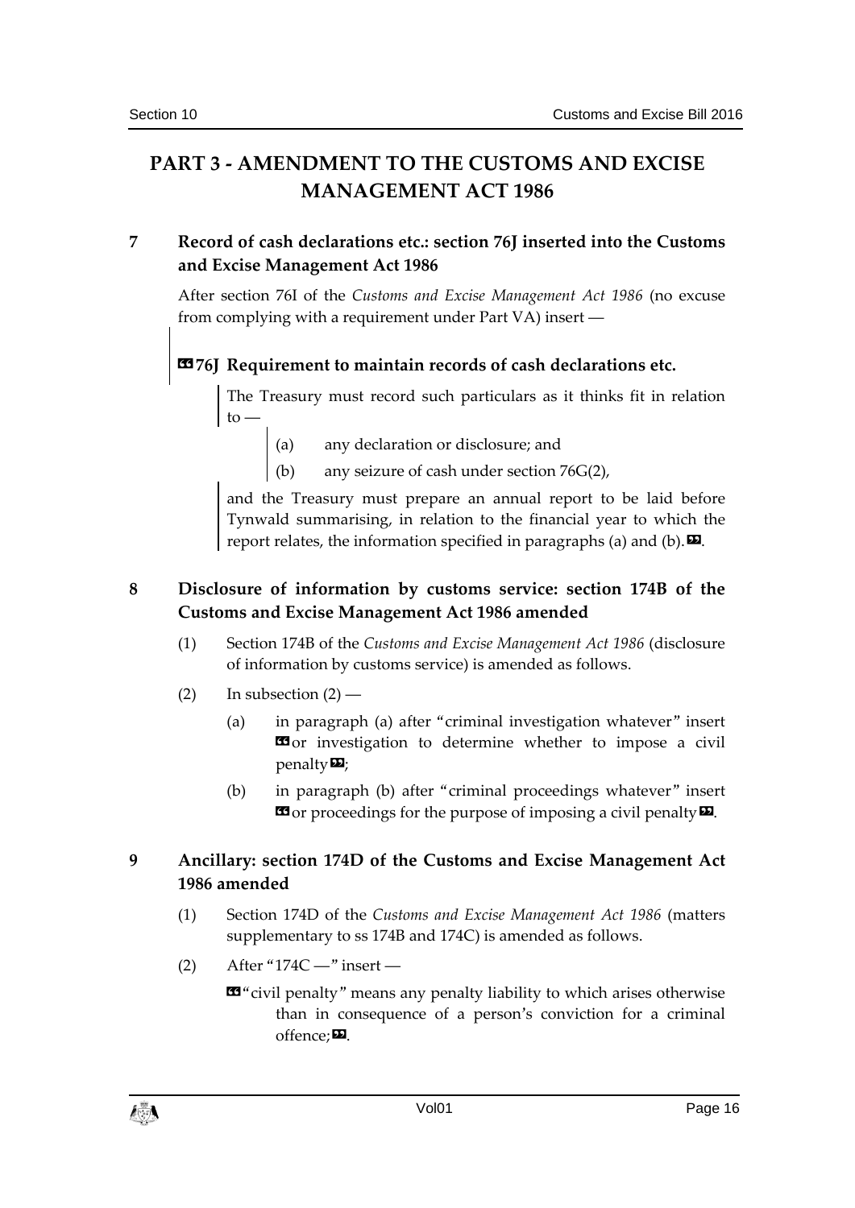# PART 3 - AMENDMENT TO THE CUSTOMS AND EXCISE MANAGEMENT ACT 1986

## 7 Record of cash declarations etc.: section 76J inserted into the Customs and Excise Management Act 1986

After section 76I of the *Customs and Excise Management Act 1986* (no excuse from complying with a requirement under Part VA) insert —

«**76J Requirement to maintain records of cash declarations etc.**

The Treasury must record such particulars as it thinks fit in relation to —

(a) any declaration or disclosure; and

(b) any seizure of cash under section 76G(2),

and the Treasury must prepare an annual report to be laid before Tynwald summarising, in relation to the financial year to which the report relates, the information specified in paragraphs (a) and (b).».

## 8 Disclosure of information by customs service: section 174B of the Customs and Excise Management Act 1986 amended

(1) Section 174B of the *Customs and Excise Management Act 1986* (disclosure of information by customs service) is amended as follows.

(2) In subsection (2) —

(a) in paragraph (a) after "criminal investigation whatever" insert «or investigation to determine whether to impose a civil penalty»;

(b) in paragraph (b) after "criminal proceedings whatever" insert «or proceedings for the purpose of imposing a civil penalty».

## 9 Ancillary: section 174D of the Customs and Excise Management Act 1986 amended

(1) Section 174D of the *Customs and Excise Management Act 1986* (matters supplementary to ss 174B and 174C) is amended as follows.

(2) After "174C —" insert —

«"civil penalty" means any penalty liability to which arises otherwise than in consequence of a person's conviction for a criminal offence;».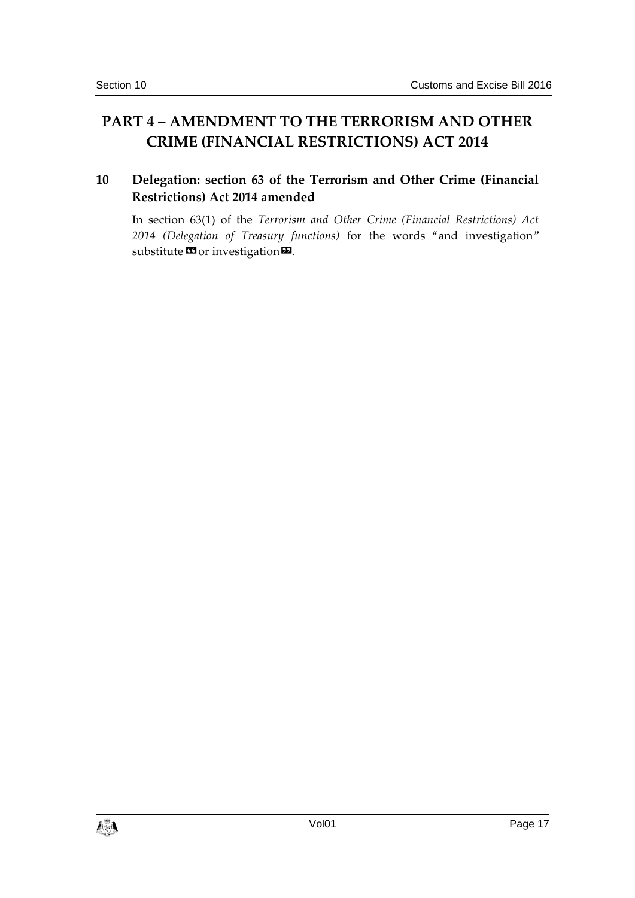## PART 4 – AMENDMENT TO THE TERRORISM AND OTHER CRIME (FINANCIAL RESTRICTIONS) ACT 2014

### 10 Delegation: section 63 of the Terrorism and Other Crime (Financial Restrictions) Act 2014 amended

In section 63(1) of the *Terrorism and Other Crime (Financial Restrictions) Act 2014 (Delegation of Treasury functions)* for the words "and investigation" substitute «or investigation».